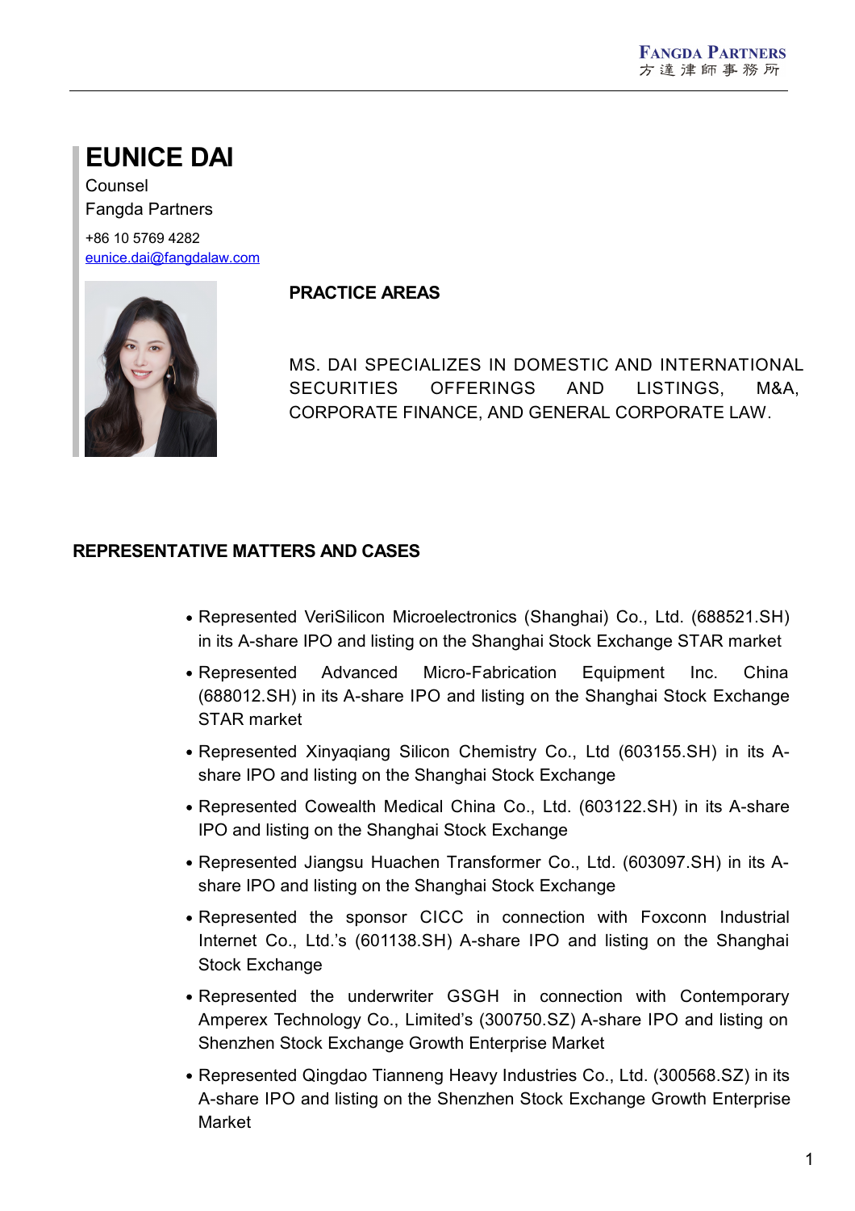# EUNICE DAI

Counsel

Fangda Partners

+86 10 5769 4282

eunice.dai@fangdalaw.com

## PRACTICE AREAS

MS. DAI SPECIALIZES IN DOMESTIC AND INTERNATIONAL SECURITIES OFFERINGS AND LISTINGS, M&A, CORPORATE FINANCE, AND GENERAL CORPORATE LAW.

## REPRESENTATIVE MATTERS AND CASES

- Represented VeriSilicon Microelectronics (Shanghai) Co., Ltd. (688521.SH) in its A-share IPO and listing on the Shanghai Stock Exchange STAR market
- Represented Advanced Micro-Fabrication Equipment Inc. China (688012.SH) in its A-share IPO and listing on the Shanghai Stock Exchange STAR market
- Represented Xinyaqiang Silicon Chemistry Co., Ltd (603155.SH) in its A-share IPO and listing on the Shanghai Stock Exchange
- Represented Cowealth Medical China Co., Ltd. (603122.SH) in its A-share IPO and listing on the Shanghai Stock Exchange
- Represented Jiangsu Huachen Transformer Co., Ltd. (603097.SH) in its A-share IPO and listing on the Shanghai Stock Exchange
- Represented the sponsor CICC in connection with Foxconn Industrial Internet Co., Ltd.'s (601138.SH) A-share IPO and listing on the Shanghai Stock Exchange
- Represented the underwriter GSGH in connection with Contemporary Amperex Technology Co., Limited's (300750.SZ) A-share IPO and listing on Shenzhen Stock Exchange Growth Enterprise Market
- Represented Qingdao Tianneng Heavy Industries Co., Ltd. (300568.SZ) in its A-share IPO and listing on the Shenzhen Stock Exchange Growth Enterprise Market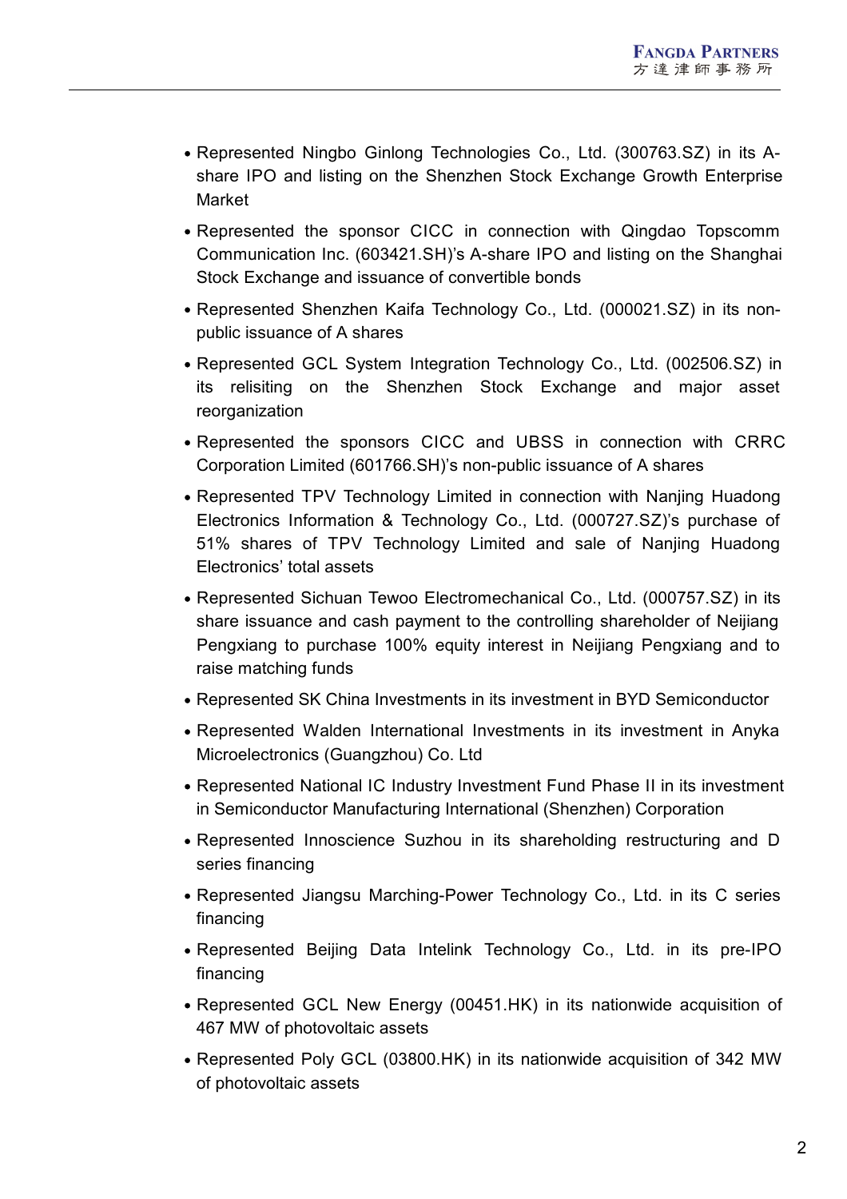- Represented Ningbo Ginlong Technologies Co., Ltd. (300763.SZ) in its A-share IPO and listing on the Shenzhen Stock Exchange Growth Enterprise Market
- Represented the sponsor CICC in connection with Qingdao Topscomm Communication Inc. (603421.SH)'s A-share IPO and listing on the Shanghai Stock Exchange and issuance of convertible bonds
- Represented Shenzhen Kaifa Technology Co., Ltd. (000021.SZ) in its non-public issuance of A shares
- Represented GCL System Integration Technology Co., Ltd. (002506.SZ) in its relisiting on the Shenzhen Stock Exchange and major asset reorganization
- Represented the sponsors CICC and UBSS in connection with CRRC Corporation Limited (601766.SH)'s non-public issuance of A shares
- Represented TPV Technology Limited in connection with Nanjing Huadong Electronics Information & Technology Co., Ltd. (000727.SZ)'s purchase of 51% shares of TPV Technology Limited and sale of Nanjing Huadong Electronics' total assets
- Represented Sichuan Tewoo Electromechanical Co., Ltd. (000757.SZ) in its share issuance and cash payment to the controlling shareholder of Neijiang Pengxiang to purchase 100% equity interest in Neijiang Pengxiang and to raise matching funds
- Represented SK China Investments in its investment in BYD Semiconductor
- Represented Walden International Investments in its investment in Anyka Microelectronics (Guangzhou) Co. Ltd
- Represented National IC Industry Investment Fund Phase II in its investment in Semiconductor Manufacturing International (Shenzhen) Corporation
- Represented Innoscience Suzhou in its shareholding restructuring and D series financing
- Represented Jiangsu Marching-Power Technology Co., Ltd. in its C series financing
- Represented Beijing Data Intelink Technology Co., Ltd. in its pre-IPO financing
- Represented GCL New Energy (00451.HK) in its nationwide acquisition of 467 MW of photovoltaic assets
- Represented Poly GCL (03800.HK) in its nationwide acquisition of 342 MW of photovoltaic assets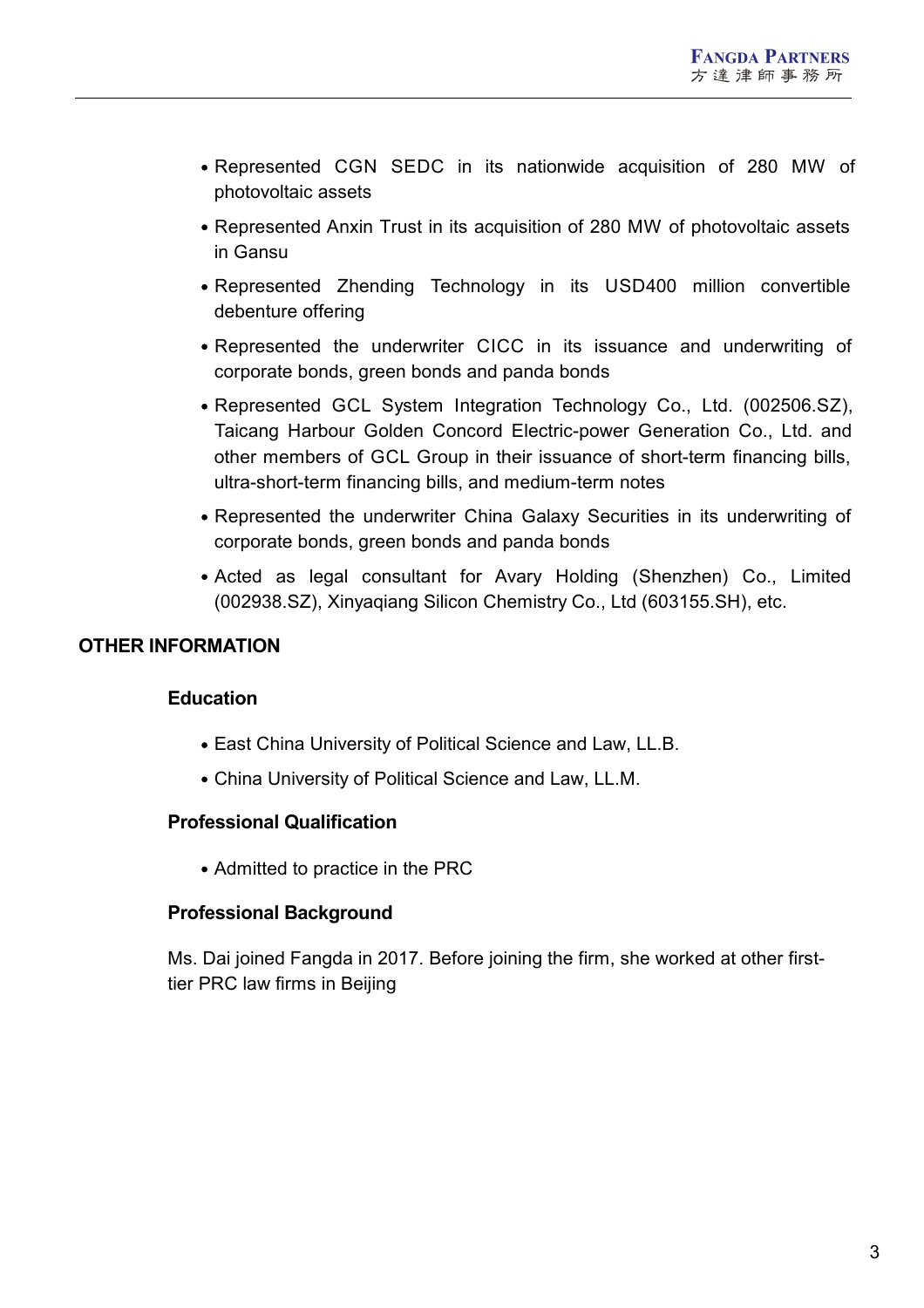- Represented CGN SEDC in its nationwide acquisition of 280 MW of photovoltaic assets
- Represented Anxin Trust in its acquisition of 280 MW of photovoltaic assets in Gansu
- Represented Zhending Technology in its USD400 million convertible debenture offering
- Represented the underwriter CICC in its issuance and underwriting of corporate bonds, green bonds and panda bonds
- Represented GCL System Integration Technology Co., Ltd. (002506.SZ), Taicang Harbour Golden Concord Electric-power Generation Co., Ltd. and other members of GCL Group in their issuance of short-term financing bills, ultra-short-term financing bills, and medium-term notes
- Represented the underwriter China Galaxy Securities in its underwriting of corporate bonds, green bonds and panda bonds
- Acted as legal consultant for Avary Holding (Shenzhen) Co., Limited (002938.SZ), Xinyaqiang Silicon Chemistry Co., Ltd (603155.SH), etc.

## OTHER INFORMATION

### Education

- East China University of Political Science and Law, LL.B.
- China University of Political Science and Law, LL.M.

### Professional Qualification

- Admitted to practice in the PRC

### Professional Background

Ms. Dai joined Fangda in 2017. Before joining the firm, she worked at other first-tier PRC law firms in Beijing